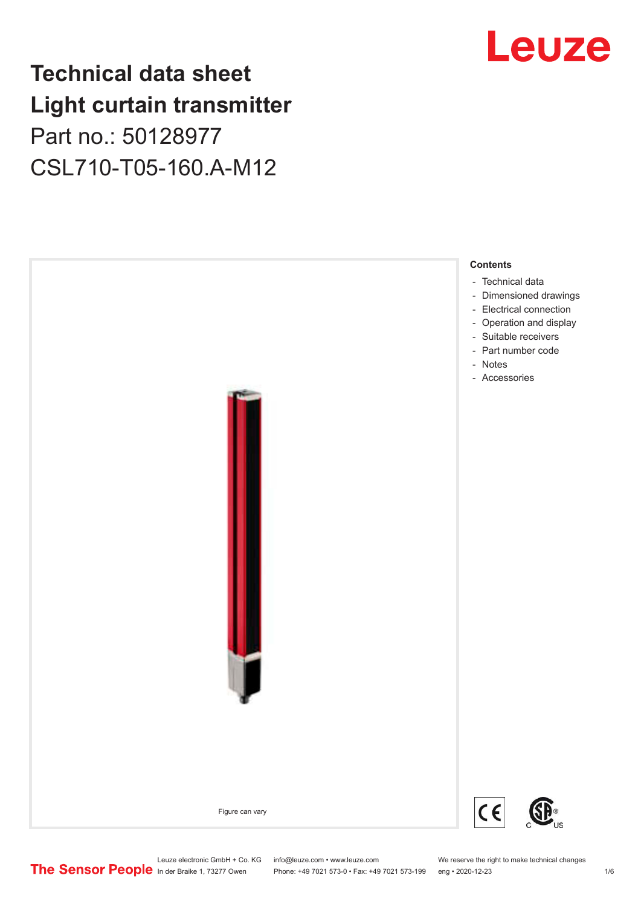# Technical data sheet Light curtain transmitter

Part no.: 50128977

CSL710-T05-160.A-M12

Leuze

Figure can vary

**Contents**

- Technical data
- Dimensioned drawings
- Electrical connection
- Operation and display
- Suitable receivers
- Part number code
- Notes
- Accessories

Leuze electronic GmbH + Co. KG
In der Braike 1, 73277 Owen

info@leuze.com • www.leuze.com
Phone: +49 7021 573-0 • Fax: +49 7021 573-199

We reserve the right to make technical changes
eng • 2020-12-23

The Sensor People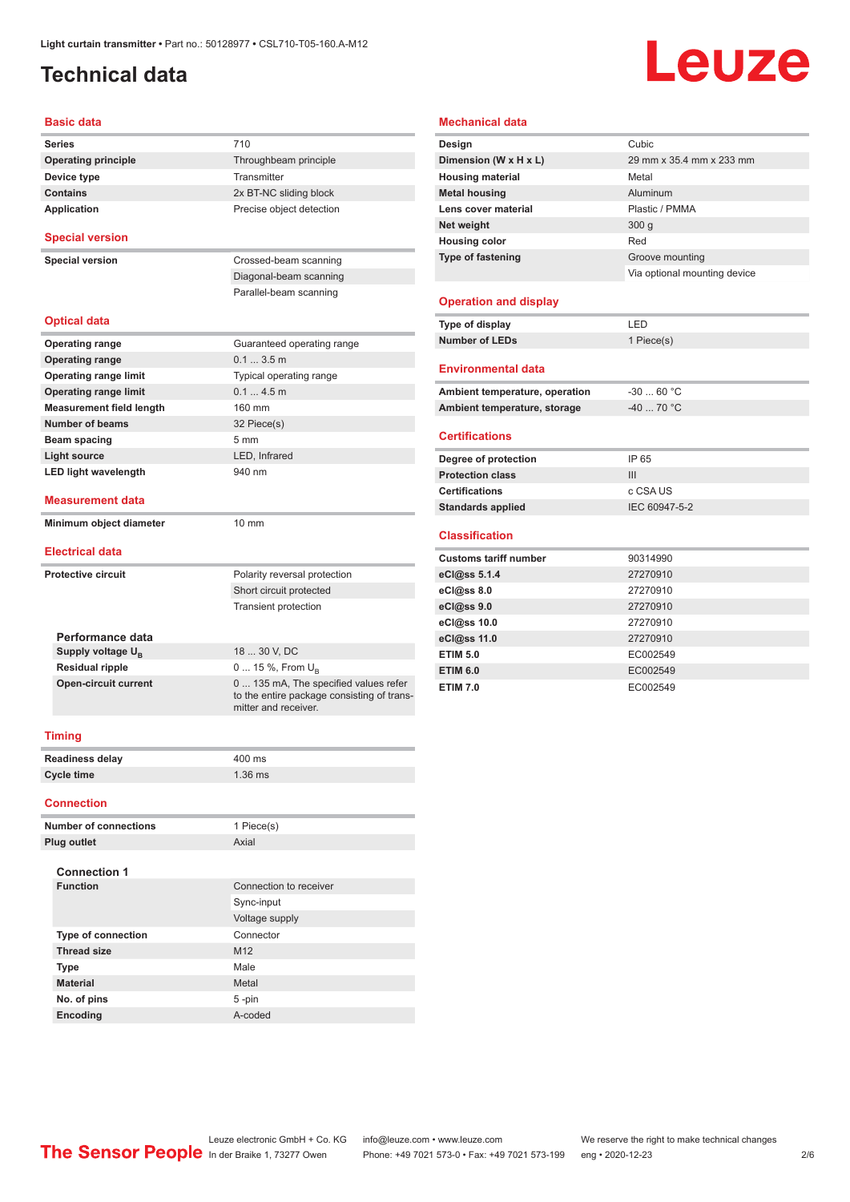Light curtain transmitter • Part no.: 50128977 • CSL710-T05-160.A-M12

# Technical data

## Basic data

| | |
|---|---|
| **Series** | 710 |
| **Operating principle** | Throughbeam principle |
| **Device type** | Transmitter |
| **Contains** | 2x BT-NC sliding block |
| **Application** | Precise object detection |

## Special version

| | |
|---|---|
| **Special version** | Crossed-beam scanning |
| | Diagonal-beam scanning |
| | Parallel-beam scanning |

## Optical data

| | |
|---|---|
| **Operating range** | Guaranteed operating range |
| **Operating range** | 0.1 ... 3.5 m |
| **Operating range limit** | Typical operating range |
| **Operating range limit** | 0.1 ... 4.5 m |
| **Measurement field length** | 160 mm |
| **Number of beams** | 32 Piece(s) |
| **Beam spacing** | 5 mm |
| **Light source** | LED, Infrared |
| **LED light wavelength** | 940 nm |

## Measurement data

| | |
|---|---|
| **Minimum object diameter** | 10 mm |

## Electrical data

| | |
|---|---|
| **Protective circuit** | Polarity reversal protection |
| | Short circuit protected |
| | Transient protection |

### Performance data

| | |
|---|---|
| **Supply voltage $U_B$** | 18 ... 30 V, DC |
| **Residual ripple** | 0 ... 15 %, From $U_B$ |
| **Open-circuit current** | 0 ... 135 mA, The specified values refer to the entire package consisting of transmitter and receiver. |

## Timing

| | |
|---|---|
| **Readiness delay** | 400 ms |
| **Cycle time** | 1.36 ms |

## Connection

| | |
|---|---|
| **Number of connections** | 1 Piece(s) |
| **Plug outlet** | Axial |

### Connection 1

| | |
|---|---|
| **Function** | Connection to receiver |
| | Sync-input |
| | Voltage supply |
| **Type of connection** | Connector |
| **Thread size** | M12 |
| **Type** | Male |
| **Material** | Metal |
| **No. of pins** | 5 -pin |
| **Encoding** | A-coded |

## Mechanical data

| | |
|---|---|
| **Design** | Cubic |
| **Dimension (W x H x L)** | 29 mm x 35.4 mm x 233 mm |
| **Housing material** | Metal |
| **Metal housing** | Aluminum |
| **Lens cover material** | Plastic / PMMA |
| **Net weight** | 300 g |
| **Housing color** | Red |
| **Type of fastening** | Groove mounting |
| | Via optional mounting device |

## Operation and display

| | |
|---|---|
| **Type of display** | LED |
| **Number of LEDs** | 1 Piece(s) |

## Environmental data

| | |
|---|---|
| **Ambient temperature, operation** | -30 ... 60 °C |
| **Ambient temperature, storage** | -40 ... 70 °C |

## Certifications

| | |
|---|---|
| **Degree of protection** | IP 65 |
| **Protection class** | III |
| **Certifications** | c CSA US |
| **Standards applied** | IEC 60947-5-2 |

## Classification

| | |
|---|---|
| **Customs tariff number** | 90314990 |
| **eCl@ss 5.1.4** | 27270910 |
| **eCl@ss 8.0** | 27270910 |
| **eCl@ss 9.0** | 27270910 |
| **eCl@ss 10.0** | 27270910 |
| **eCl@ss 11.0** | 27270910 |
| **ETIM 5.0** | EC002549 |
| **ETIM 6.0** | EC002549 |
| **ETIM 7.0** | EC002549 |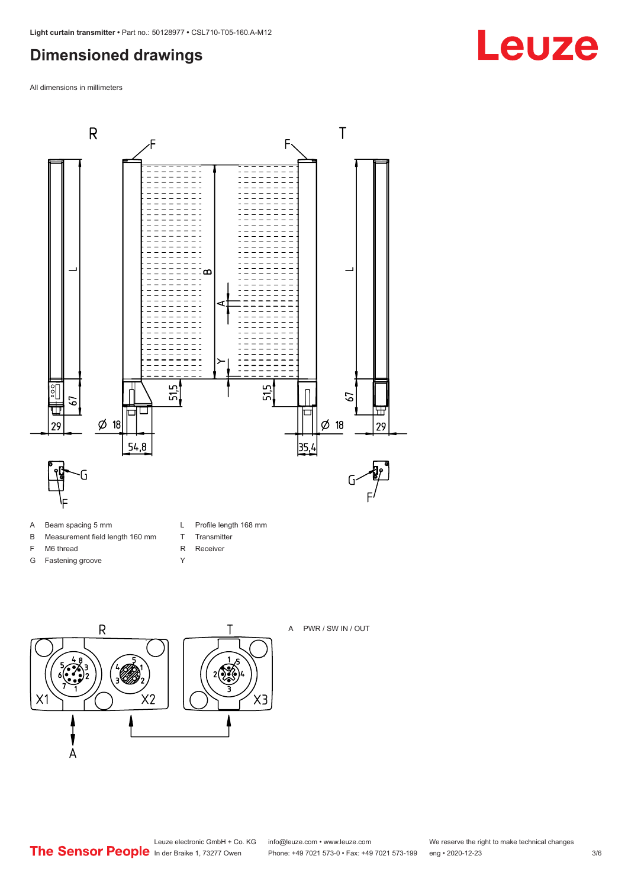# Dimensioned drawings

All dimensions in millimeters

| | | | |
|---|---|---|---|
| A | Beam spacing 5 mm | L | Profile length 168 mm |
| B | Measurement field length 160 mm | T | Transmitter |
| F | M6 thread | R | Receiver |
| G | Fastening groove | Y | |

A PWR / SW IN / OUT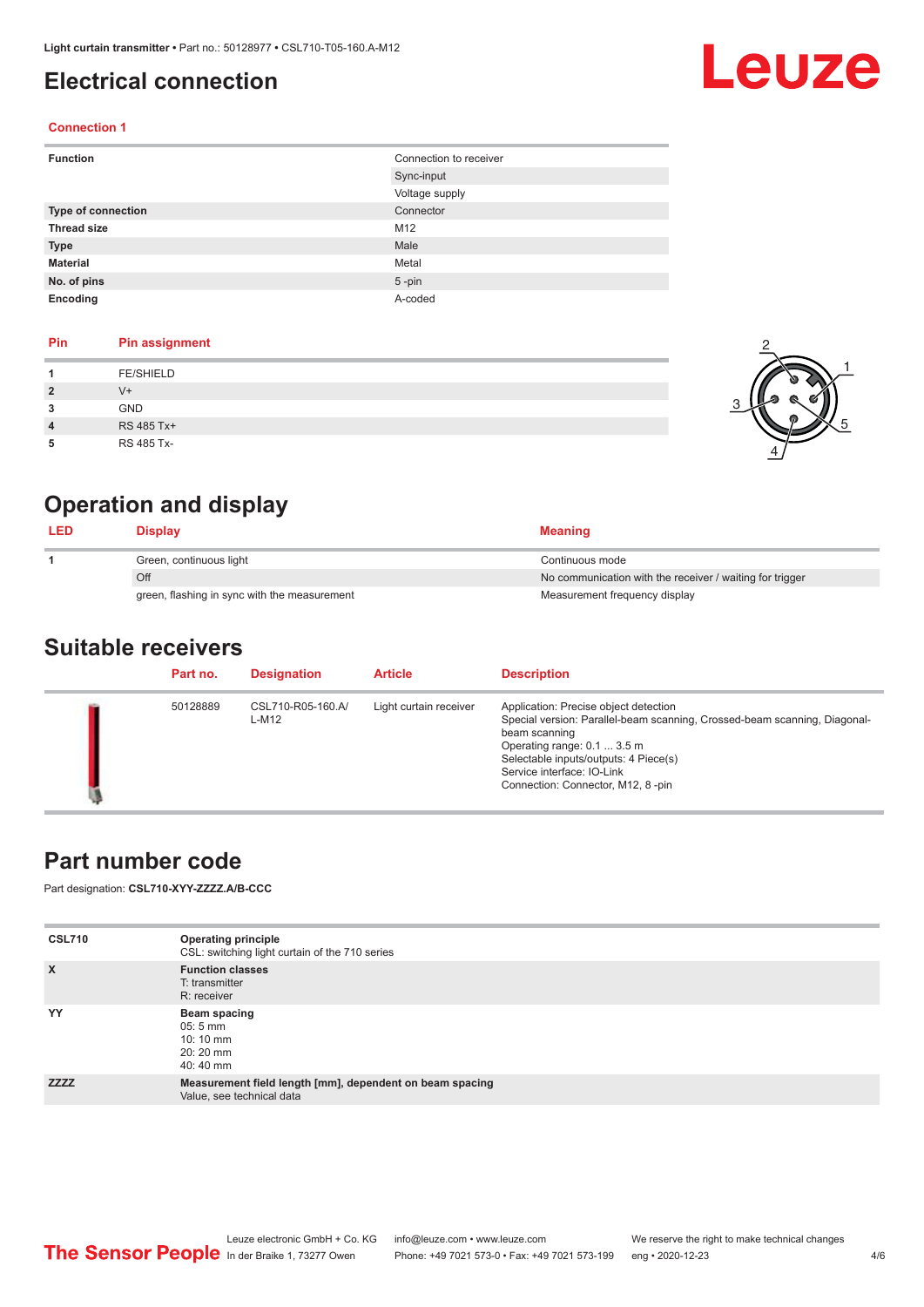# Electrical connection

### Connection 1

| | |
|---|---|
| **Function** | Connection to receiver |
| | Sync-input |
| | Voltage supply |
| **Type of connection** | Connector |
| **Thread size** | M12 |
| **Type** | Male |
| **Material** | Metal |
| **No. of pins** | 5 -pin |
| **Encoding** | A-coded |

| Pin | Pin assignment |
|---|---|
| **1** | FE/SHIELD |
| **2** | V+ |
| **3** | GND |
| **4** | RS 485 Tx+ |
| **5** | RS 485 Tx- |

# Operation and display

| LED | Display | Meaning |
|---|---|---|
| **1** | Green, continuous light | Continuous mode |
| | Off | No communication with the receiver / waiting for trigger |
| | green, flashing in sync with the measurement | Measurement frequency display |

# Suitable receivers

| | Part no. | Designation | Article | Description |
|---|---|---|---|---|
| | 50128889 | CSL710-R05-160.A/L-M12 | Light curtain receiver | Application: Precise object detection<br>Special version: Parallel-beam scanning, Crossed-beam scanning, Diagonal-beam scanning<br>Operating range: 0.1 ... 3.5 m<br>Selectable inputs/outputs: 4 Piece(s)<br>Service interface: IO-Link<br>Connection: Connector, M12, 8 -pin |

# Part number code

Part designation: **CSL710-XYY-ZZZZ.A/B-CCC**

| | |
|---|---|
| **CSL710** | **Operating principle**<br>CSL: switching light curtain of the 710 series |
| **X** | **Function classes**<br>T: transmitter<br>R: receiver |
| **YY** | **Beam spacing**<br>05: 5 mm<br>10: 10 mm<br>20: 20 mm<br>40: 40 mm |
| **ZZZZ** | **Measurement field length [mm], dependent on beam spacing**<br>Value, see technical data |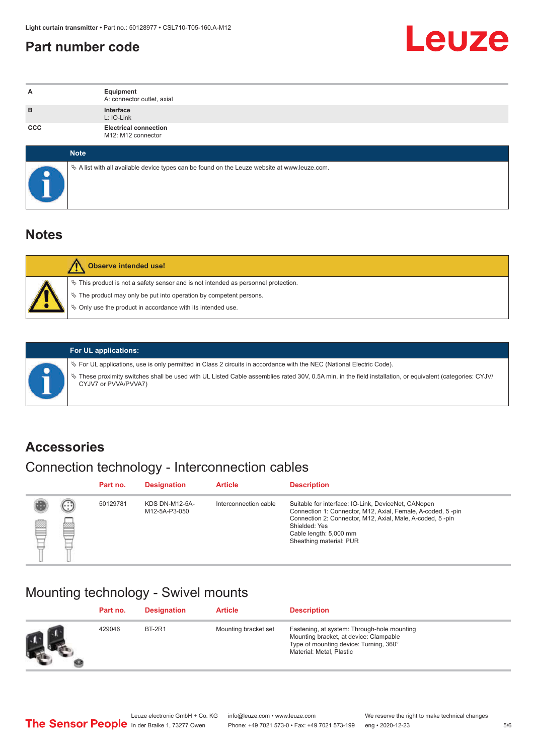## Part number code

| | |
|---|---|
| A | **Equipment**<br>A: connector outlet, axial |
| B | **Interface**<br>L: IO-Link |
| CCC | **Electrical connection**<br>M12: M12 connector |

**Note**

- A list with all available device types can be found on the Leuze website at www.leuze.com.

# Notes

**Observe intended use!**

- This product is not a safety sensor and is not intended as personnel protection.
- The product may only be put into operation by competent persons.
- Only use the product in accordance with its intended use.

**For UL applications:**

- For UL applications, use is only permitted in Class 2 circuits in accordance with the NEC (National Electric Code).
- These proximity switches shall be used with UL Listed Cable assemblies rated 30V, 0.5A min, in the field installation, or equivalent (categories: CYJV/CYJV7 or PVVA/PVVA7)

# Accessories

## Connection technology - Interconnection cables

| Part no. | Designation | Article | Description |
|---|---|---|---|
| 50129781 | KDS DN-M12-5A-M12-5A-P3-050 | Interconnection cable | Suitable for interface: IO-Link, DeviceNet, CANopen<br>Connection 1: Connector, M12, Axial, Female, A-coded, 5 -pin<br>Connection 2: Connector, M12, Axial, Male, A-coded, 5 -pin<br>Shielded: Yes<br>Cable length: 5,000 mm<br>Sheathing material: PUR |

## Mounting technology - Swivel mounts

| Part no. | Designation | Article | Description |
|---|---|---|---|
| 429046 | BT-2R1 | Mounting bracket set | Fastening, at system: Through-hole mounting<br>Mounting bracket, at device: Clampable<br>Type of mounting device: Turning, 360°<br>Material: Metal, Plastic |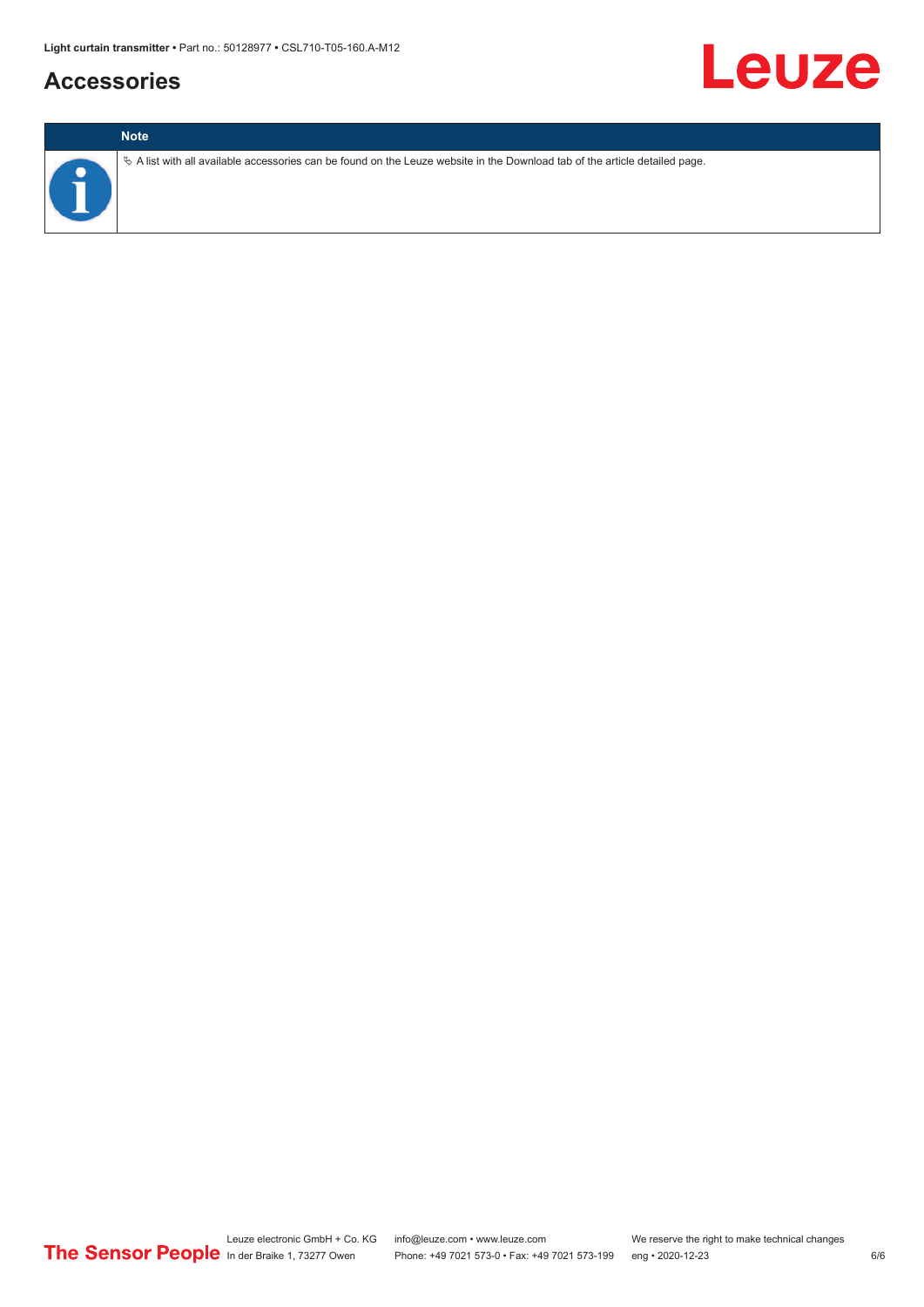## Accessories

**Note**

↳ A list with all available accessories can be found on the Leuze website in the Download tab of the article detailed page.